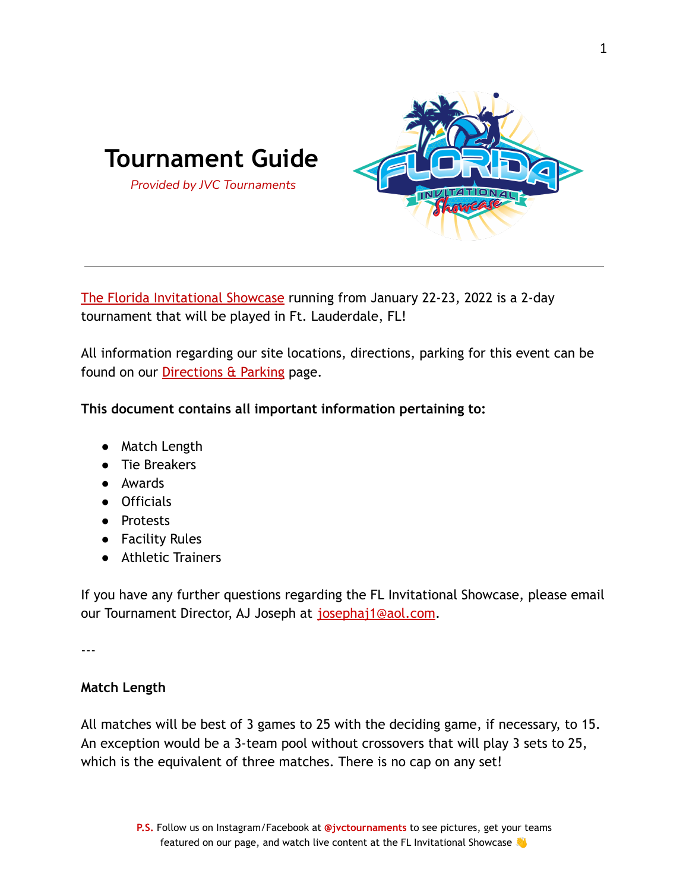# Tournament Guide

*Provided by JVC Tournaments*

---

The Florida Invitational Showcase running from January 22-23, 2022 is a 2-day tournament that will be played in Ft. Lauderdale, FL!

All information regarding our site locations, directions, parking for this event can be found on our Directions & Parking page.

**This document contains all important information pertaining to:**

- Match Length
- Tie Breakers
- Awards
- Officials
- Protests
- Facility Rules
- Athletic Trainers

If you have any further questions regarding the FL Invitational Showcase, please email our Tournament Director, AJ Joseph at josephaj1@aol.com.

---

**Match Length**

All matches will be best of 3 games to 25 with the deciding game, if necessary, to 15. An exception would be a 3-team pool without crossovers that will play 3 sets to 25, which is the equivalent of three matches. There is no cap on any set!

**P.S.** Follow us on Instagram/Facebook at **@jvctournaments** to see pictures, get your teams featured on our page, and watch live content at the FL Invitational Showcase 👋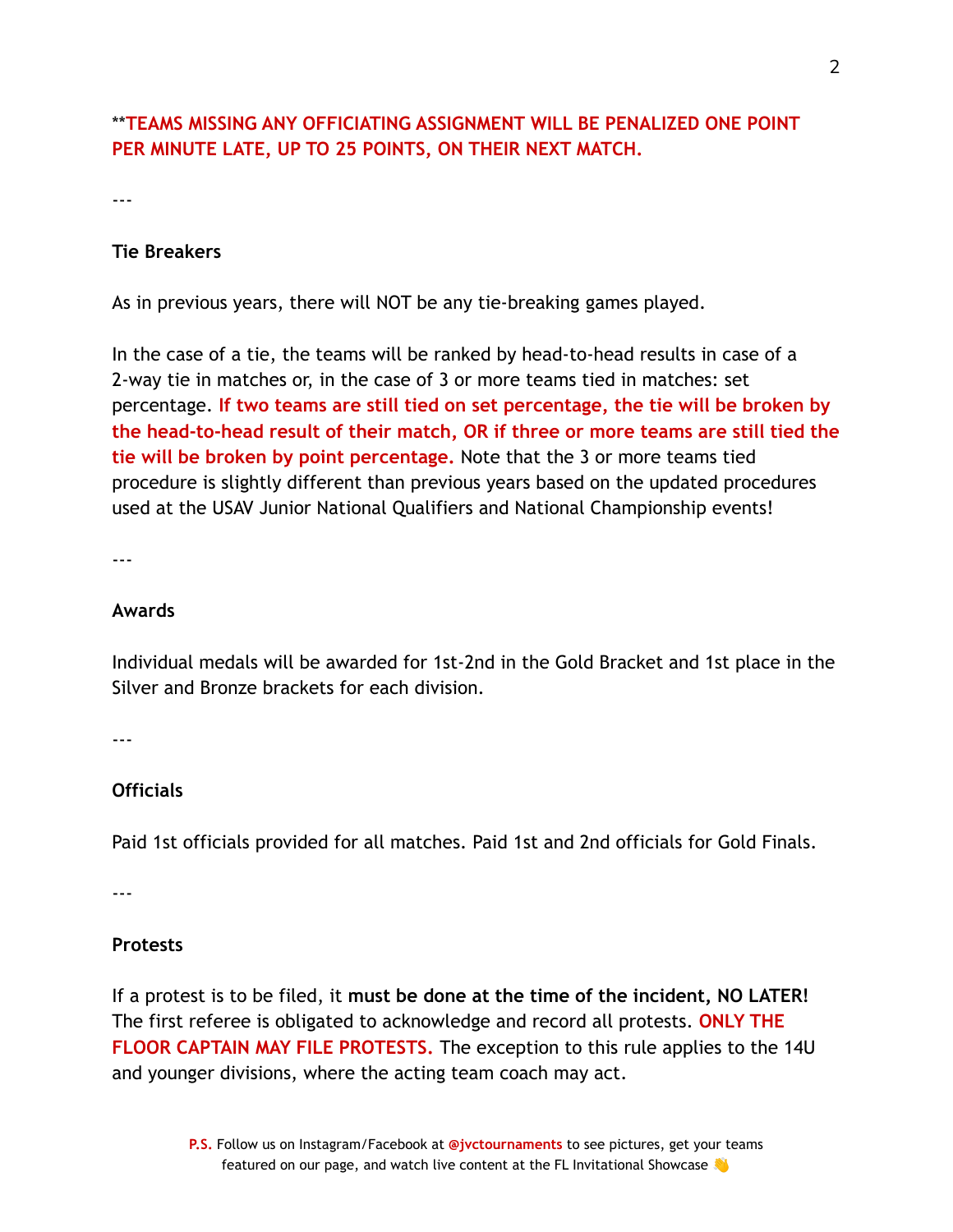****TEAMS MISSING ANY OFFICIATING ASSIGNMENT WILL BE PENALIZED ONE POINT PER MINUTE LATE, UP TO 25 POINTS, ON THEIR NEXT MATCH.**

---

### Tie Breakers

As in previous years, there will NOT be any tie-breaking games played.

In the case of a tie, the teams will be ranked by head-to-head results in case of a 2-way tie in matches or, in the case of 3 or more teams tied in matches: set percentage. **If two teams are still tied on set percentage, the tie will be broken by the head-to-head result of their match, OR if three or more teams are still tied the tie will be broken by point percentage.** Note that the 3 or more teams tied procedure is slightly different than previous years based on the updated procedures used at the USAV Junior National Qualifiers and National Championship events!

---

### Awards

Individual medals will be awarded for 1st-2nd in the Gold Bracket and 1st place in the Silver and Bronze brackets for each division.

---

### Officials

Paid 1st officials provided for all matches. Paid 1st and 2nd officials for Gold Finals.

---

### Protests

If a protest is to be filed, it **must be done at the time of the incident, NO LATER!** The first referee is obligated to acknowledge and record all protests. **ONLY THE FLOOR CAPTAIN MAY FILE PROTESTS.** The exception to this rule applies to the 14U and younger divisions, where the acting team coach may act.

**P.S.** Follow us on Instagram/Facebook at **@jvctournaments** to see pictures, get your teams featured on our page, and watch live content at the FL Invitational Showcase 👋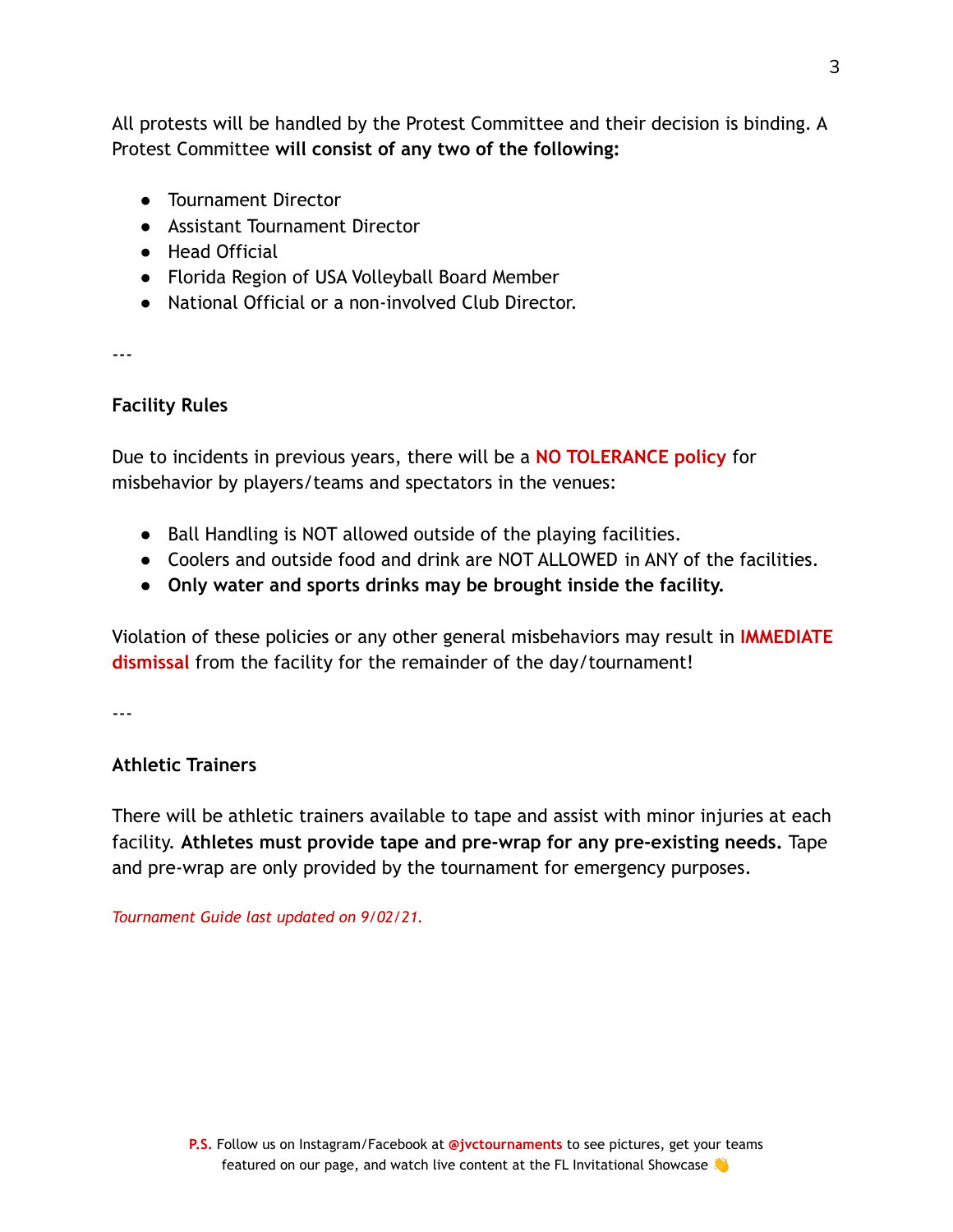All protests will be handled by the Protest Committee and their decision is binding. A Protest Committee **will consist of any two of the following:**

- Tournament Director
- Assistant Tournament Director
- Head Official
- Florida Region of USA Volleyball Board Member
- National Official or a non-involved Club Director.

---

**Facility Rules**

Due to incidents in previous years, there will be a **NO TOLERANCE policy** for misbehavior by players/teams and spectators in the venues:

- Ball Handling is NOT allowed outside of the playing facilities.
- Coolers and outside food and drink are NOT ALLOWED in ANY of the facilities.
- **Only water and sports drinks may be brought inside the facility.**

Violation of these policies or any other general misbehaviors may result in **IMMEDIATE dismissal** from the facility for the remainder of the day/tournament!

---

**Athletic Trainers**

There will be athletic trainers available to tape and assist with minor injuries at each facility. **Athletes must provide tape and pre-wrap for any pre-existing needs.** Tape and pre-wrap are only provided by the tournament for emergency purposes.

*Tournament Guide last updated on 9/02/21.*

**P.S.** Follow us on Instagram/Facebook at **@jvctournaments** to see pictures, get your teams featured on our page, and watch live content at the FL Invitational Showcase 👏